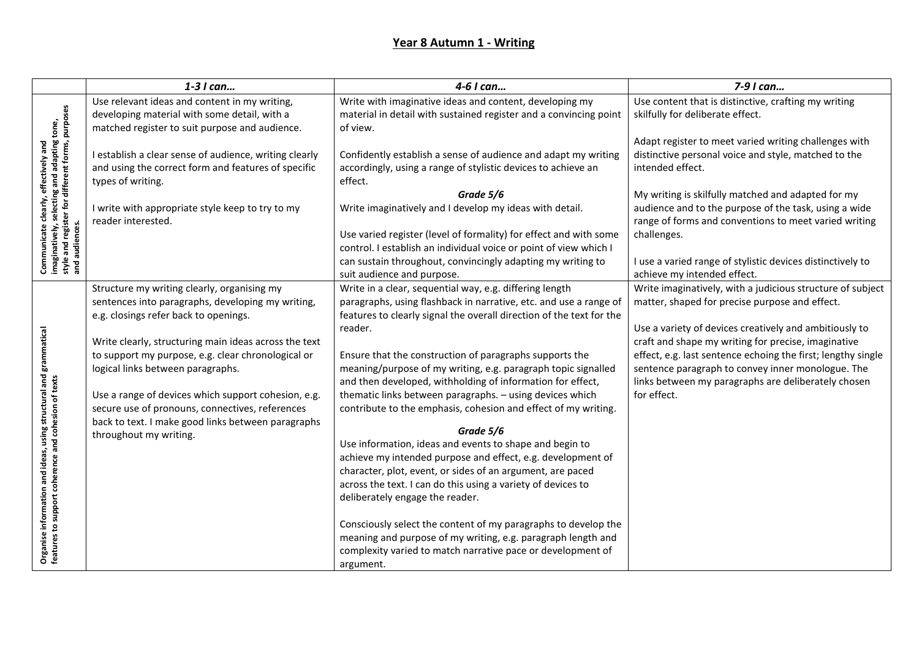# Year 8 Autumn 1 - Writing

| | *1-3 I can…* | *4-6 I can…* | *7-9 I can…* |
|---|---|---|---|
| **Communicate clearly, effectively and imaginatively, selecting and adapting tone, style and register for different forms, purposes and audiences.** | Use relevant ideas and content in my writing, developing material with some detail, with a matched register to suit purpose and audience.<br><br>I establish a clear sense of audience, writing clearly and using the correct form and features of specific types of writing.<br><br>I write with appropriate style keep to try to my reader interested. | Write with imaginative ideas and content, developing my material in detail with sustained register and a convincing point of view.<br><br>Confidently establish a sense of audience and adapt my writing accordingly, using a range of stylistic devices to achieve an effect.<br><br>***Grade 5/6***<br>Write imaginatively and I develop my ideas with detail.<br><br>Use varied register (level of formality) for effect and with some control. I establish an individual voice or point of view which I can sustain throughout, convincingly adapting my writing to suit audience and purpose. | Use content that is distinctive, crafting my writing skilfully for deliberate effect.<br><br>Adapt register to meet varied writing challenges with distinctive personal voice and style, matched to the intended effect.<br><br>My writing is skilfully matched and adapted for my audience and to the purpose of the task, using a wide range of forms and conventions to meet varied writing challenges.<br><br>I use a varied range of stylistic devices distinctively to achieve my intended effect. |
| **Organise information and ideas, using structural and grammatical features to support coherence and cohesion of texts** | Structure my writing clearly, organising my sentences into paragraphs, developing my writing, e.g. closings refer back to openings.<br><br>Write clearly, structuring main ideas across the text to support my purpose, e.g. clear chronological or logical links between paragraphs.<br><br>Use a range of devices which support cohesion, e.g. secure use of pronouns, connectives, references back to text. I make good links between paragraphs throughout my writing. | Write in a clear, sequential way, e.g. differing length paragraphs, using flashback in narrative, etc. and use a range of features to clearly signal the overall direction of the text for the reader.<br><br>Ensure that the construction of paragraphs supports the meaning/purpose of my writing, e.g. paragraph topic signalled and then developed, withholding of information for effect, thematic links between paragraphs. – using devices which contribute to the emphasis, cohesion and effect of my writing.<br><br>***Grade 5/6***<br>Use information, ideas and events to shape and begin to achieve my intended purpose and effect, e.g. development of character, plot, event, or sides of an argument, are paced across the text. I can do this using a variety of devices to deliberately engage the reader.<br><br>Consciously select the content of my paragraphs to develop the meaning and purpose of my writing, e.g. paragraph length and complexity varied to match narrative pace or development of argument. | Write imaginatively, with a judicious structure of subject matter, shaped for precise purpose and effect.<br><br>Use a variety of devices creatively and ambitiously to craft and shape my writing for precise, imaginative effect, e.g. last sentence echoing the first; lengthy single sentence paragraph to convey inner monologue. The links between my paragraphs are deliberately chosen for effect. |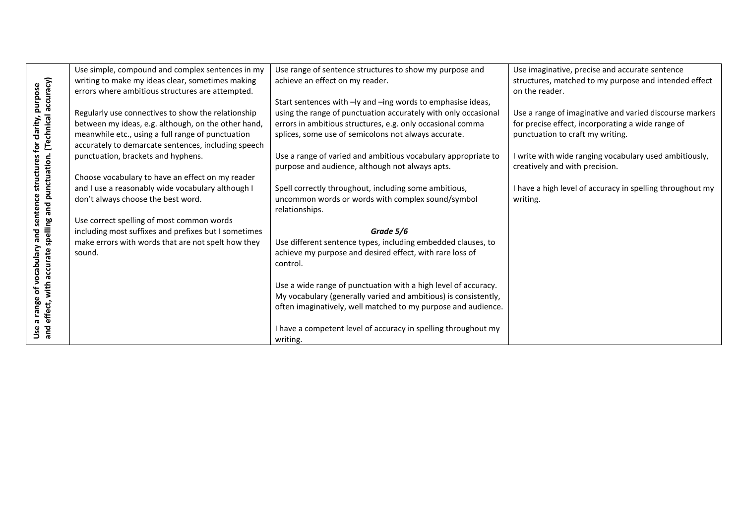| Use a range of vocabulary and sentence structures for clarity, purpose and effect, with accurate spelling and punctuation. (Technical accuracy) | Use simple, compound and complex sentences in my writing to make my ideas clear, sometimes making errors where ambitious structures are attempted.<br><br>Regularly use connectives to show the relationship between my ideas, e.g. although, on the other hand, meanwhile etc., using a full range of punctuation accurately to demarcate sentences, including speech punctuation, brackets and hyphens.<br><br>Choose vocabulary to have an effect on my reader and I use a reasonably wide vocabulary although I don't always choose the best word.<br><br>Use correct spelling of most common words including most suffixes and prefixes but I sometimes make errors with words that are not spelt how they sound. | Use range of sentence structures to show my purpose and achieve an effect on my reader.<br><br>Start sentences with –ly and –ing words to emphasise ideas, using the range of punctuation accurately with only occasional errors in ambitious structures, e.g. only occasional comma splices, some use of semicolons not always accurate.<br><br>Use a range of varied and ambitious vocabulary appropriate to purpose and audience, although not always apts.<br><br>Spell correctly throughout, including some ambitious, uncommon words or words with complex sound/symbol relationships.<br><br>***Grade 5/6***<br>Use different sentence types, including embedded clauses, to achieve my purpose and desired effect, with rare loss of control.<br><br>Use a wide range of punctuation with a high level of accuracy. My vocabulary (generally varied and ambitious) is consistently, often imaginatively, well matched to my purpose and audience.<br><br>I have a competent level of accuracy in spelling throughout my writing. | Use imaginative, precise and accurate sentence structures, matched to my purpose and intended effect on the reader.<br><br>Use a range of imaginative and varied discourse markers for precise effect, incorporating a wide range of punctuation to craft my writing.<br><br>I write with wide ranging vocabulary used ambitiously, creatively and with precision.<br><br>I have a high level of accuracy in spelling throughout my writing. |
|---|---|---|---|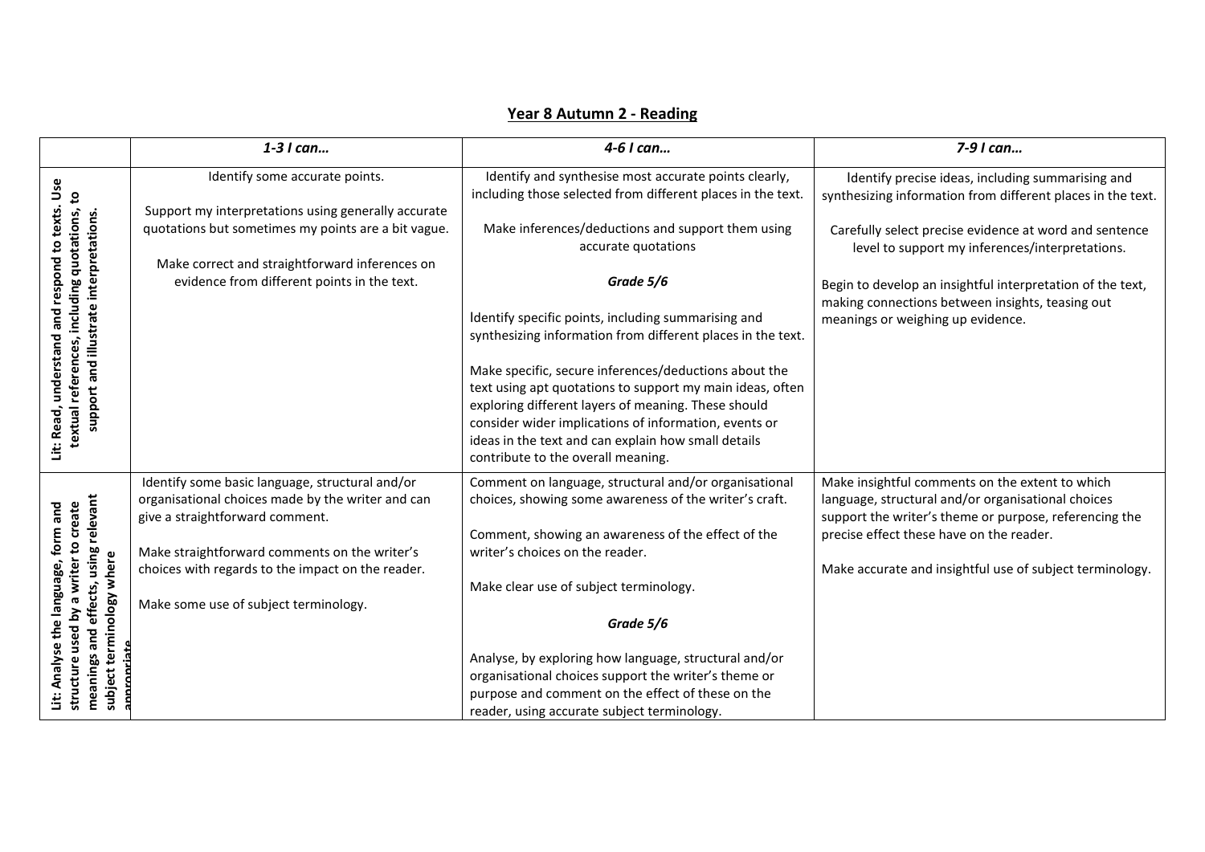# Year 8 Autumn 2 - Reading

| | *1-3 I can…* | *4-6 I can…* | *7-9 I can…* |
|---|---|---|---|
| **Lit: Read, understand and respond to texts. Use textual references, including quotations, to support and illustrate interpretations.** | Identify some accurate points.<br><br>Support my interpretations using generally accurate quotations but sometimes my points are a bit vague.<br><br>Make correct and straightforward inferences on evidence from different points in the text. | Identify and synthesise most accurate points clearly, including those selected from different places in the text.<br><br>Make inferences/deductions and support them using accurate quotations<br><br>***Grade 5/6***<br><br>Identify specific points, including summarising and synthesizing information from different places in the text.<br><br>Make specific, secure inferences/deductions about the text using apt quotations to support my main ideas, often exploring different layers of meaning. These should consider wider implications of information, events or ideas in the text and can explain how small details contribute to the overall meaning. | Identify precise ideas, including summarising and synthesizing information from different places in the text.<br><br>Carefully select precise evidence at word and sentence level to support my inferences/interpretations.<br><br>Begin to develop an insightful interpretation of the text, making connections between insights, teasing out meanings or weighing up evidence. |
| **Lit: Analyse the language, form and structure used by a writer to create meanings and effects, using relevant subject terminology where appropriate** | Identify some basic language, structural and/or organisational choices made by the writer and can give a straightforward comment.<br><br>Make straightforward comments on the writer's choices with regards to the impact on the reader.<br><br>Make some use of subject terminology. | Comment on language, structural and/or organisational choices, showing some awareness of the writer's craft.<br><br>Comment, showing an awareness of the effect of the writer's choices on the reader.<br><br>Make clear use of subject terminology.<br><br>***Grade 5/6***<br><br>Analyse, by exploring how language, structural and/or organisational choices support the writer's theme or purpose and comment on the effect of these on the reader, using accurate subject terminology. | Make insightful comments on the extent to which language, structural and/or organisational choices support the writer's theme or purpose, referencing the precise effect these have on the reader.<br><br>Make accurate and insightful use of subject terminology. |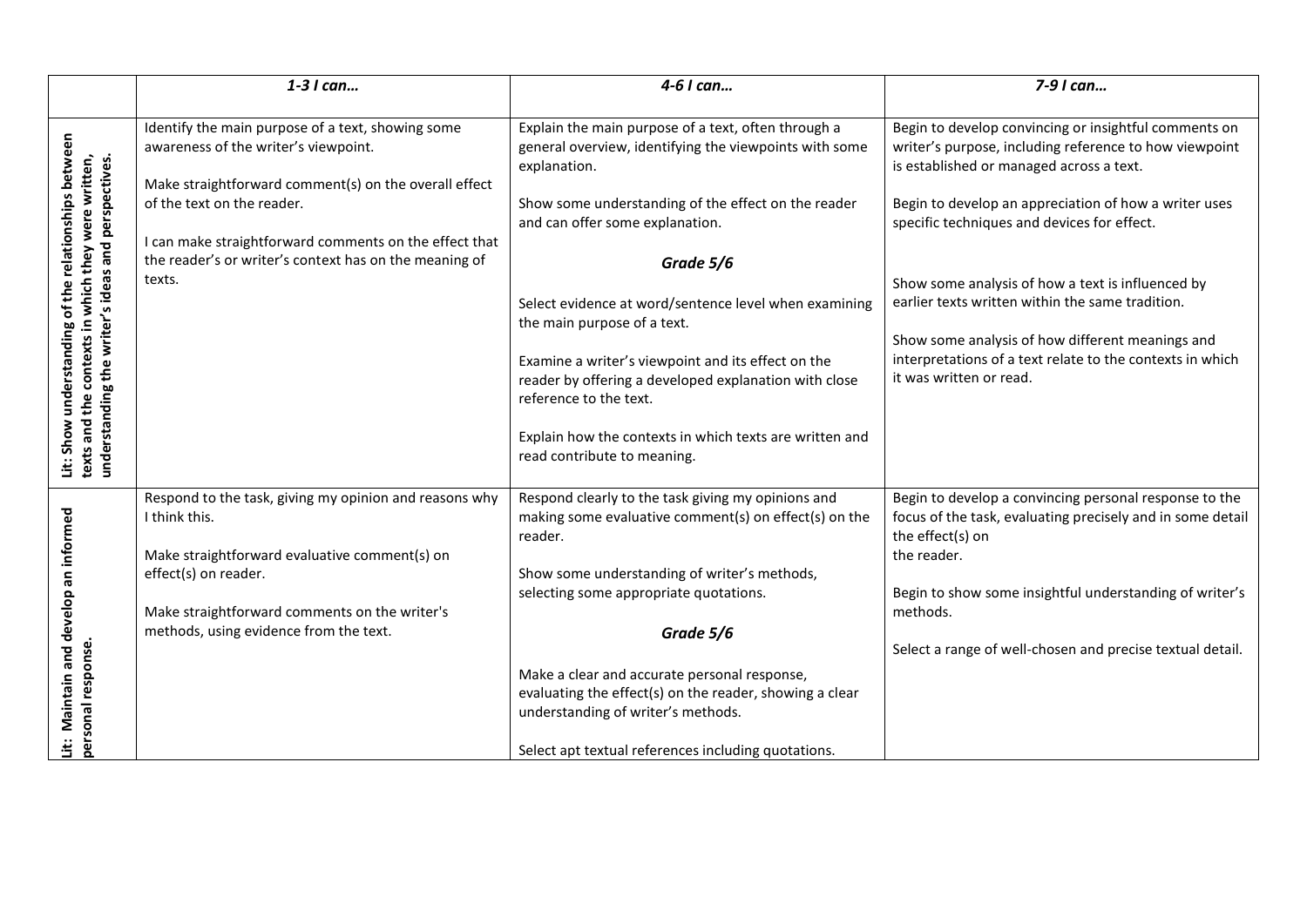| | *1-3 I can…* | *4-6 I can…* | *7-9 I can…* |
|---|---|---|---|
| **Lit: Show understanding of the relationships between texts and the contexts in which they were written, understanding the writer's ideas and perspectives.** | Identify the main purpose of a text, showing some awareness of the writer's viewpoint.<br><br>Make straightforward comment(s) on the overall effect of the text on the reader.<br><br>I can make straightforward comments on the effect that the reader's or writer's context has on the meaning of texts. | Explain the main purpose of a text, often through a general overview, identifying the viewpoints with some explanation.<br><br>Show some understanding of the effect on the reader and can offer some explanation.<br><br>***Grade 5/6***<br><br>Select evidence at word/sentence level when examining the main purpose of a text.<br><br>Examine a writer's viewpoint and its effect on the reader by offering a developed explanation with close reference to the text.<br><br>Explain how the contexts in which texts are written and read contribute to meaning. | Begin to develop convincing or insightful comments on writer's purpose, including reference to how viewpoint is established or managed across a text.<br><br>Begin to develop an appreciation of how a writer uses specific techniques and devices for effect.<br><br>Show some analysis of how a text is influenced by earlier texts written within the same tradition.<br><br>Show some analysis of how different meanings and interpretations of a text relate to the contexts in which it was written or read. |
| **Lit: Maintain and develop an informed personal response.** | Respond to the task, giving my opinion and reasons why I think this.<br><br>Make straightforward evaluative comment(s) on effect(s) on reader.<br><br>Make straightforward comments on the writer's methods, using evidence from the text. | Respond clearly to the task giving my opinions and making some evaluative comment(s) on effect(s) on the reader.<br><br>Show some understanding of writer's methods, selecting some appropriate quotations.<br><br>***Grade 5/6***<br><br>Make a clear and accurate personal response, evaluating the effect(s) on the reader, showing a clear understanding of writer's methods.<br><br>Select apt textual references including quotations. | Begin to develop a convincing personal response to the focus of the task, evaluating precisely and in some detail the effect(s) on the reader.<br><br>Begin to show some insightful understanding of writer's methods.<br><br>Select a range of well-chosen and precise textual detail. |